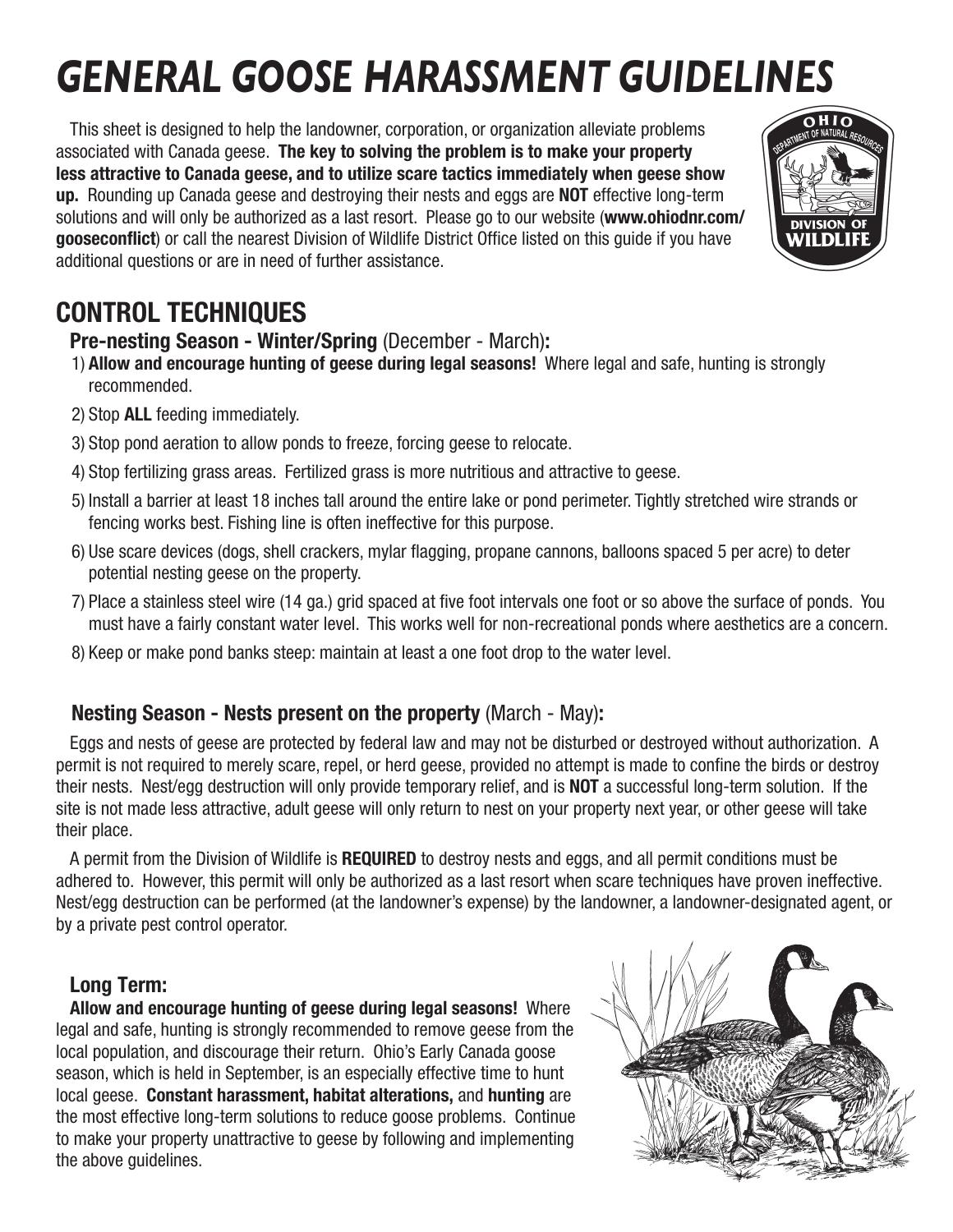# *GENERAL GOOSE HARASSMENT GUIDELINES*

This sheet is designed to help the landowner, corporation, or organization alleviate problems associated with Canada geese. **The key to solving the problem is to make your property less attractive to Canada geese, and to utilize scare tactics immediately when geese show up.** Rounding up Canada geese and destroying their nests and eggs are **NOT** effective long-term solutions and will only be authorized as a last resort. Please go to our website (**www.ohiodnr.com/gooseconflict**) or call the nearest Division of Wildlife District Office listed on this guide if you have additional questions or are in need of further assistance.

## CONTROL TECHNIQUES

### Pre-nesting Season - Winter/Spring (December - March):

1) **Allow and encourage hunting of geese during legal seasons!** Where legal and safe, hunting is strongly recommended.
2) Stop **ALL** feeding immediately.
3) Stop pond aeration to allow ponds to freeze, forcing geese to relocate.
4) Stop fertilizing grass areas. Fertilized grass is more nutritious and attractive to geese.
5) Install a barrier at least 18 inches tall around the entire lake or pond perimeter. Tightly stretched wire strands or fencing works best. Fishing line is often ineffective for this purpose.
6) Use scare devices (dogs, shell crackers, mylar flagging, propane cannons, balloons spaced 5 per acre) to deter potential nesting geese on the property.
7) Place a stainless steel wire (14 ga.) grid spaced at five foot intervals one foot or so above the surface of ponds. You must have a fairly constant water level. This works well for non-recreational ponds where aesthetics are a concern.
8) Keep or make pond banks steep: maintain at least a one foot drop to the water level.

### Nesting Season - Nests present on the property (March - May):

Eggs and nests of geese are protected by federal law and may not be disturbed or destroyed without authorization. A permit is not required to merely scare, repel, or herd geese, provided no attempt is made to confine the birds or destroy their nests. Nest/egg destruction will only provide temporary relief, and is **NOT** a successful long-term solution. If the site is not made less attractive, adult geese will only return to nest on your property next year, or other geese will take their place.

A permit from the Division of Wildlife is **REQUIRED** to destroy nests and eggs, and all permit conditions must be adhered to. However, this permit will only be authorized as a last resort when scare techniques have proven ineffective. Nest/egg destruction can be performed (at the landowner's expense) by the landowner, a landowner-designated agent, or by a private pest control operator.

### Long Term:

**Allow and encourage hunting of geese during legal seasons!** Where legal and safe, hunting is strongly recommended to remove geese from the local population, and discourage their return. Ohio's Early Canada goose season, which is held in September, is an especially effective time to hunt local geese. **Constant harassment, habitat alterations,** and **hunting** are the most effective long-term solutions to reduce goose problems. Continue to make your property unattractive to geese by following and implementing the above guidelines.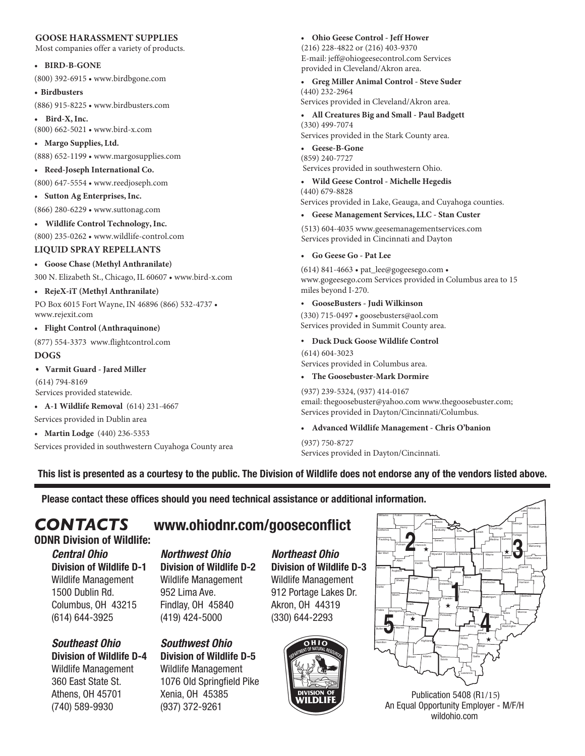## GOOSE HARASSMENT SUPPLIES

Most companies offer a variety of products.

- **BIRD-B-GONE**

(800) 392-6915 • www.birdbgone.com

- **Birdbusters**

(886) 915-8225 • www.birdbusters.com

- **Bird-X, Inc.**

(800) 662-5021 • www.bird-x.com

- **Margo Supplies, Ltd.**

(888) 652-1199 • www.margosupplies.com

- **Reed-Joseph International Co.**

(800) 647-5554 • www.reedjoseph.com

- **Sutton Ag Enterprises, Inc.**

(866) 280-6229 • www.suttonag.com

- **Wildlife Control Technology, Inc.**

(800) 235-0262 • www.wildlife-control.com

## LIQUID SPRAY REPELLANTS

- **Goose Chase (Methyl Anthranilate)**

300 N. Elizabeth St., Chicago, IL 60607 • www.bird-x.com

- **RejeX-iT (Methyl Anthranilate)**

PO Box 6015 Fort Wayne, IN 46896 (866) 532-4737 • www.rejexit.com

- **Flight Control (Anthraquinone)**

(877) 554-3373 www.flightcontrol.com

## DOGS

- **Varmit Guard - Jared Miller**

(614) 794-8169
Services provided statewide.

- **A-1 Wildlife Removal** (614) 231-4667

Services provided in Dublin area

- **Martin Lodge** (440) 236-5353

Services provided in southwestern Cuyahoga County area

- **Ohio Geese Control - Jeff Hower**

(216) 228-4822 or (216) 403-9370
E-mail: jeff@ohiogeesecontrol.com Services provided in Cleveland/Akron area.

- **Greg Miller Animal Control - Steve Suder**

(440) 232-2964
Services provided in Cleveland/Akron area.

- **All Creatures Big and Small - Paul Badgett**

(330) 499-7074
Services provided in the Stark County area.

- **Geese-B-Gone**

(859) 240-7727
Services provided in southwestern Ohio.

- **Wild Geese Control - Michelle Hegedis**

(440) 679-8828
Services provided in Lake, Geauga, and Cuyahoga counties.

- **Geese Management Services, LLC - Stan Custer**

(513) 604-4035 www.geesemanagementservices.com
Services provided in Cincinnati and Dayton

- **Go Geese Go - Pat Lee**

(614) 841-4663 • pat_lee@gogeesego.com • www.gogeesego.com Services provided in Columbus area to 15 miles beyond I-270.

- **GooseBusters - Judi Wilkinson**

(330) 715-0497 • goosebusters@aol.com
Services provided in Summit County area.

- **Duck Duck Goose Wildlife Control**

(614) 604-3023
Services provided in Columbus area.

- **The Goosebuster-Mark Dormire**

(937) 239-5324, (937) 414-0167
email: thegoosebuster@yahoo.com www.thegoosebuster.com; Services provided in Dayton/Cincinnati/Columbus.

- **Advanced Wildlife Management - Chris O'banion**

(937) 750-8727
Services provided in Dayton/Cincinnati.

**This list is presented as a courtesy to the public. The Division of Wildlife does not endorse any of the vendors listed above.**

**Please contact these offices should you need technical assistance or additional information.**

# CONTACTS www.ohiodnr.com/gooseconflict

**ODNR Division of Wildlife:**

### *Central Ohio*
**Division of Wildlife D-1**
Wildlife Management
1500 Dublin Rd.
Columbus, OH 43215
(614) 644-3925

### *Northwest Ohio*
**Division of Wildlife D-2**
Wildlife Management
952 Lima Ave.
Findlay, OH 45840
(419) 424-5000

### *Northeast Ohio*
**Division of Wildlife D-3**
Wildlife Management
912 Portage Lakes Dr.
Akron, OH 44319
(330) 644-2293

### *Southeast Ohio*
**Division of Wildlife D-4**
Wildlife Management
360 East State St.
Athens, OH 45701
(740) 589-9930

### *Southwest Ohio*
**Division of Wildlife D-5**
Wildlife Management
1076 Old Springfield Pike
Xenia, OH 45385
(937) 372-9261

Publication 5408 (R1/15)
An Equal Opportunity Employer - M/F/H
wildohio.com